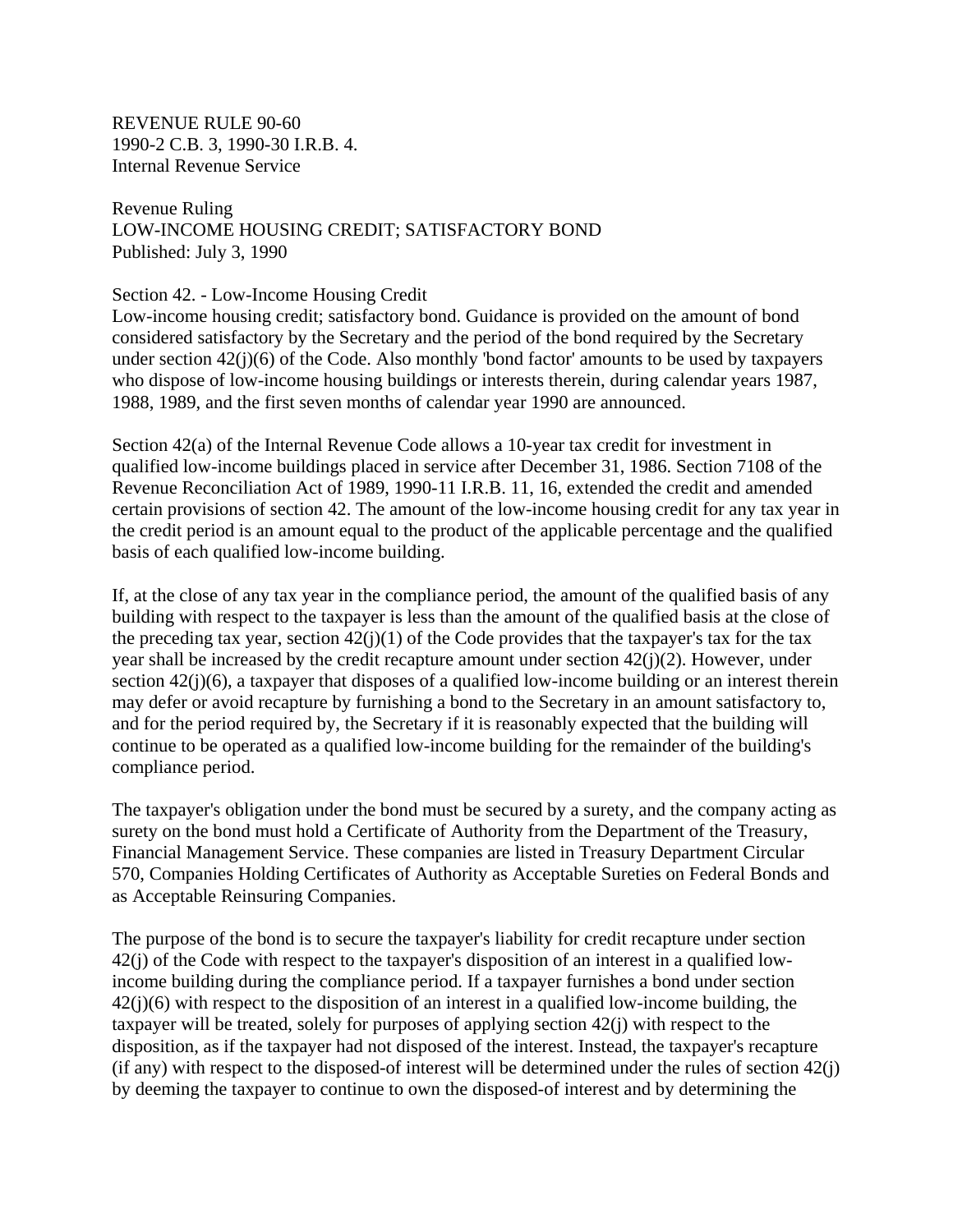REVENUE RULE 90-60
1990-2 C.B. 3, 1990-30 I.R.B. 4.
Internal Revenue Service

Revenue Ruling
LOW-INCOME HOUSING CREDIT; SATISFACTORY BOND
Published: July 3, 1990

Section 42. - Low-Income Housing Credit
Low-income housing credit; satisfactory bond. Guidance is provided on the amount of bond considered satisfactory by the Secretary and the period of the bond required by the Secretary under section 42(j)(6) of the Code. Also monthly 'bond factor' amounts to be used by taxpayers who dispose of low-income housing buildings or interests therein, during calendar years 1987, 1988, 1989, and the first seven months of calendar year 1990 are announced.

Section 42(a) of the Internal Revenue Code allows a 10-year tax credit for investment in qualified low-income buildings placed in service after December 31, 1986. Section 7108 of the Revenue Reconciliation Act of 1989, 1990-11 I.R.B. 11, 16, extended the credit and amended certain provisions of section 42. The amount of the low-income housing credit for any tax year in the credit period is an amount equal to the product of the applicable percentage and the qualified basis of each qualified low-income building.

If, at the close of any tax year in the compliance period, the amount of the qualified basis of any building with respect to the taxpayer is less than the amount of the qualified basis at the close of the preceding tax year, section 42(j)(1) of the Code provides that the taxpayer's tax for the tax year shall be increased by the credit recapture amount under section 42(j)(2). However, under section 42(j)(6), a taxpayer that disposes of a qualified low-income building or an interest therein may defer or avoid recapture by furnishing a bond to the Secretary in an amount satisfactory to, and for the period required by, the Secretary if it is reasonably expected that the building will continue to be operated as a qualified low-income building for the remainder of the building's compliance period.

The taxpayer's obligation under the bond must be secured by a surety, and the company acting as surety on the bond must hold a Certificate of Authority from the Department of the Treasury, Financial Management Service. These companies are listed in Treasury Department Circular 570, Companies Holding Certificates of Authority as Acceptable Sureties on Federal Bonds and as Acceptable Reinsuring Companies.

The purpose of the bond is to secure the taxpayer's liability for credit recapture under section 42(j) of the Code with respect to the taxpayer's disposition of an interest in a qualified low-income building during the compliance period. If a taxpayer furnishes a bond under section 42(j)(6) with respect to the disposition of an interest in a qualified low-income building, the taxpayer will be treated, solely for purposes of applying section 42(j) with respect to the disposition, as if the taxpayer had not disposed of the interest. Instead, the taxpayer's recapture (if any) with respect to the disposed-of interest will be determined under the rules of section 42(j) by deeming the taxpayer to continue to own the disposed-of interest and by determining the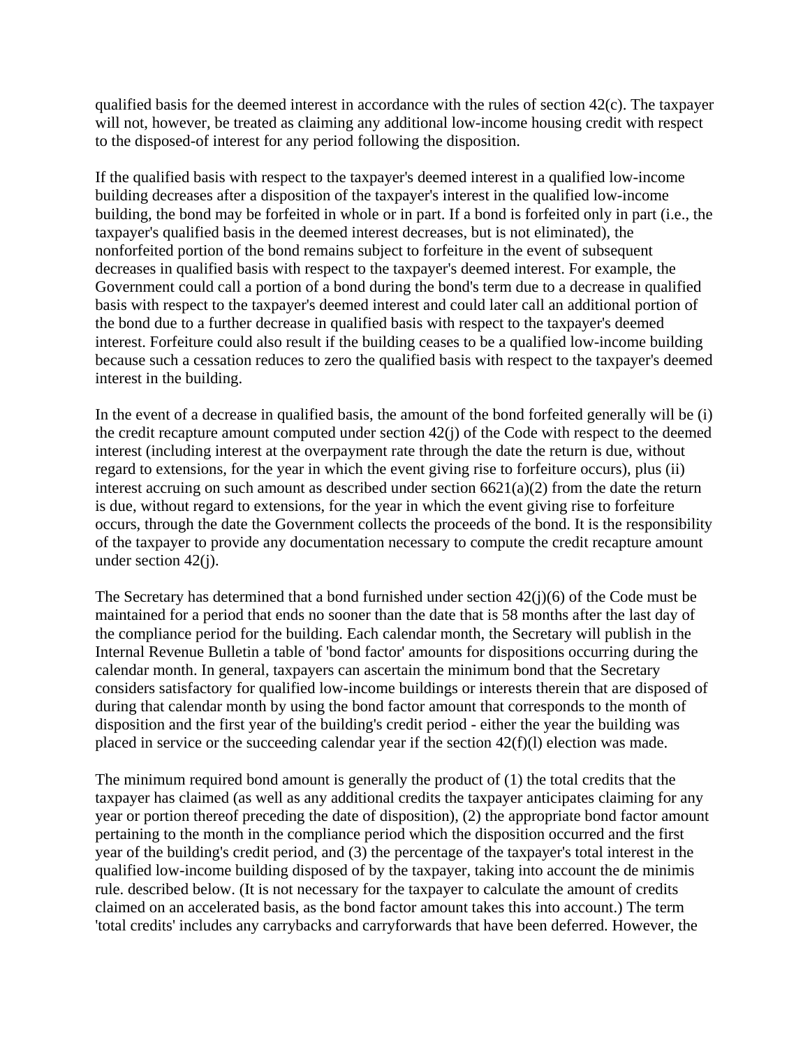qualified basis for the deemed interest in accordance with the rules of section 42(c). The taxpayer will not, however, be treated as claiming any additional low-income housing credit with respect to the disposed-of interest for any period following the disposition.

If the qualified basis with respect to the taxpayer's deemed interest in a qualified low-income building decreases after a disposition of the taxpayer's interest in the qualified low-income building, the bond may be forfeited in whole or in part. If a bond is forfeited only in part (i.e., the taxpayer's qualified basis in the deemed interest decreases, but is not eliminated), the nonforfeited portion of the bond remains subject to forfeiture in the event of subsequent decreases in qualified basis with respect to the taxpayer's deemed interest. For example, the Government could call a portion of a bond during the bond's term due to a decrease in qualified basis with respect to the taxpayer's deemed interest and could later call an additional portion of the bond due to a further decrease in qualified basis with respect to the taxpayer's deemed interest. Forfeiture could also result if the building ceases to be a qualified low-income building because such a cessation reduces to zero the qualified basis with respect to the taxpayer's deemed interest in the building.

In the event of a decrease in qualified basis, the amount of the bond forfeited generally will be (i) the credit recapture amount computed under section 42(j) of the Code with respect to the deemed interest (including interest at the overpayment rate through the date the return is due, without regard to extensions, for the year in which the event giving rise to forfeiture occurs), plus (ii) interest accruing on such amount as described under section 6621(a)(2) from the date the return is due, without regard to extensions, for the year in which the event giving rise to forfeiture occurs, through the date the Government collects the proceeds of the bond. It is the responsibility of the taxpayer to provide any documentation necessary to compute the credit recapture amount under section 42(j).

The Secretary has determined that a bond furnished under section 42(j)(6) of the Code must be maintained for a period that ends no sooner than the date that is 58 months after the last day of the compliance period for the building. Each calendar month, the Secretary will publish in the Internal Revenue Bulletin a table of 'bond factor' amounts for dispositions occurring during the calendar month. In general, taxpayers can ascertain the minimum bond that the Secretary considers satisfactory for qualified low-income buildings or interests therein that are disposed of during that calendar month by using the bond factor amount that corresponds to the month of disposition and the first year of the building's credit period - either the year the building was placed in service or the succeeding calendar year if the section 42(f)(l) election was made.

The minimum required bond amount is generally the product of (1) the total credits that the taxpayer has claimed (as well as any additional credits the taxpayer anticipates claiming for any year or portion thereof preceding the date of disposition), (2) the appropriate bond factor amount pertaining to the month in the compliance period which the disposition occurred and the first year of the building's credit period, and (3) the percentage of the taxpayer's total interest in the qualified low-income building disposed of by the taxpayer, taking into account the de minimis rule. described below. (It is not necessary for the taxpayer to calculate the amount of credits claimed on an accelerated basis, as the bond factor amount takes this into account.) The term 'total credits' includes any carrybacks and carryforwards that have been deferred. However, the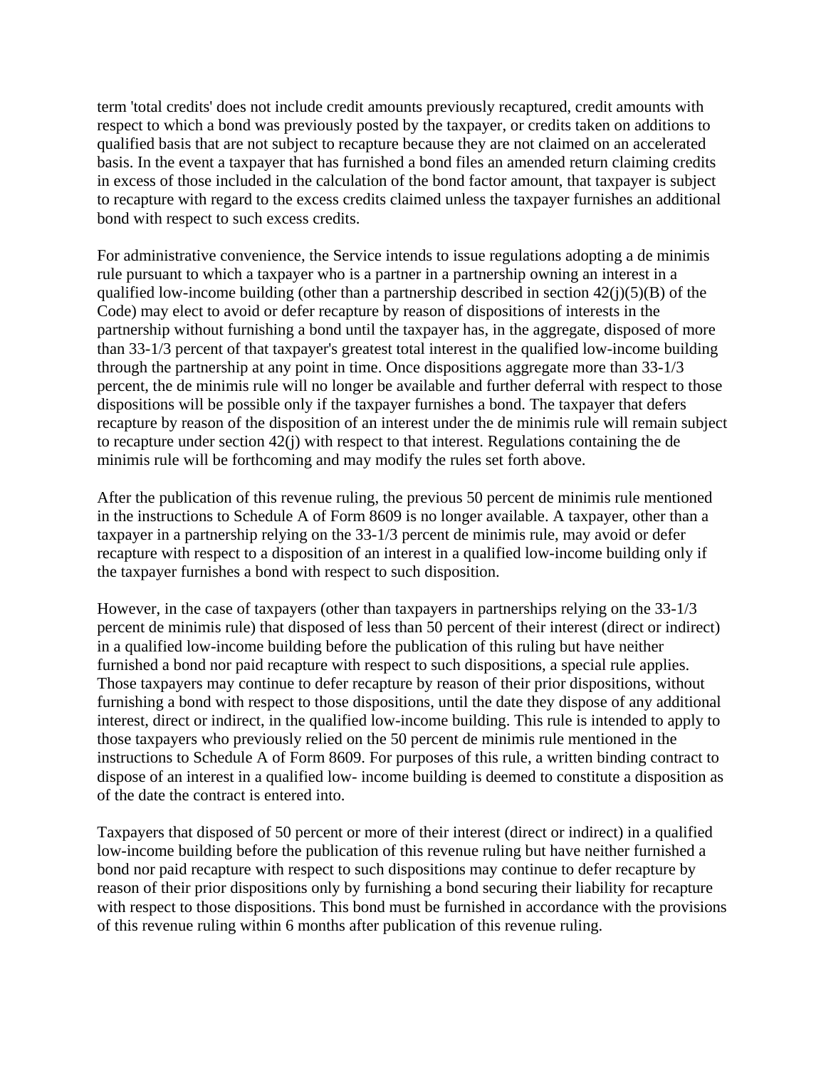term 'total credits' does not include credit amounts previously recaptured, credit amounts with respect to which a bond was previously posted by the taxpayer, or credits taken on additions to qualified basis that are not subject to recapture because they are not claimed on an accelerated basis. In the event a taxpayer that has furnished a bond files an amended return claiming credits in excess of those included in the calculation of the bond factor amount, that taxpayer is subject to recapture with regard to the excess credits claimed unless the taxpayer furnishes an additional bond with respect to such excess credits.

For administrative convenience, the Service intends to issue regulations adopting a de minimis rule pursuant to which a taxpayer who is a partner in a partnership owning an interest in a qualified low-income building (other than a partnership described in section 42(j)(5)(B) of the Code) may elect to avoid or defer recapture by reason of dispositions of interests in the partnership without furnishing a bond until the taxpayer has, in the aggregate, disposed of more than 33-1/3 percent of that taxpayer's greatest total interest in the qualified low-income building through the partnership at any point in time. Once dispositions aggregate more than 33-1/3 percent, the de minimis rule will no longer be available and further deferral with respect to those dispositions will be possible only if the taxpayer furnishes a bond. The taxpayer that defers recapture by reason of the disposition of an interest under the de minimis rule will remain subject to recapture under section 42(j) with respect to that interest. Regulations containing the de minimis rule will be forthcoming and may modify the rules set forth above.

After the publication of this revenue ruling, the previous 50 percent de minimis rule mentioned in the instructions to Schedule A of Form 8609 is no longer available. A taxpayer, other than a taxpayer in a partnership relying on the 33-1/3 percent de minimis rule, may avoid or defer recapture with respect to a disposition of an interest in a qualified low-income building only if the taxpayer furnishes a bond with respect to such disposition.

However, in the case of taxpayers (other than taxpayers in partnerships relying on the 33-1/3 percent de minimis rule) that disposed of less than 50 percent of their interest (direct or indirect) in a qualified low-income building before the publication of this ruling but have neither furnished a bond nor paid recapture with respect to such dispositions, a special rule applies. Those taxpayers may continue to defer recapture by reason of their prior dispositions, without furnishing a bond with respect to those dispositions, until the date they dispose of any additional interest, direct or indirect, in the qualified low-income building. This rule is intended to apply to those taxpayers who previously relied on the 50 percent de minimis rule mentioned in the instructions to Schedule A of Form 8609. For purposes of this rule, a written binding contract to dispose of an interest in a qualified low- income building is deemed to constitute a disposition as of the date the contract is entered into.

Taxpayers that disposed of 50 percent or more of their interest (direct or indirect) in a qualified low-income building before the publication of this revenue ruling but have neither furnished a bond nor paid recapture with respect to such dispositions may continue to defer recapture by reason of their prior dispositions only by furnishing a bond securing their liability for recapture with respect to those dispositions. This bond must be furnished in accordance with the provisions of this revenue ruling within 6 months after publication of this revenue ruling.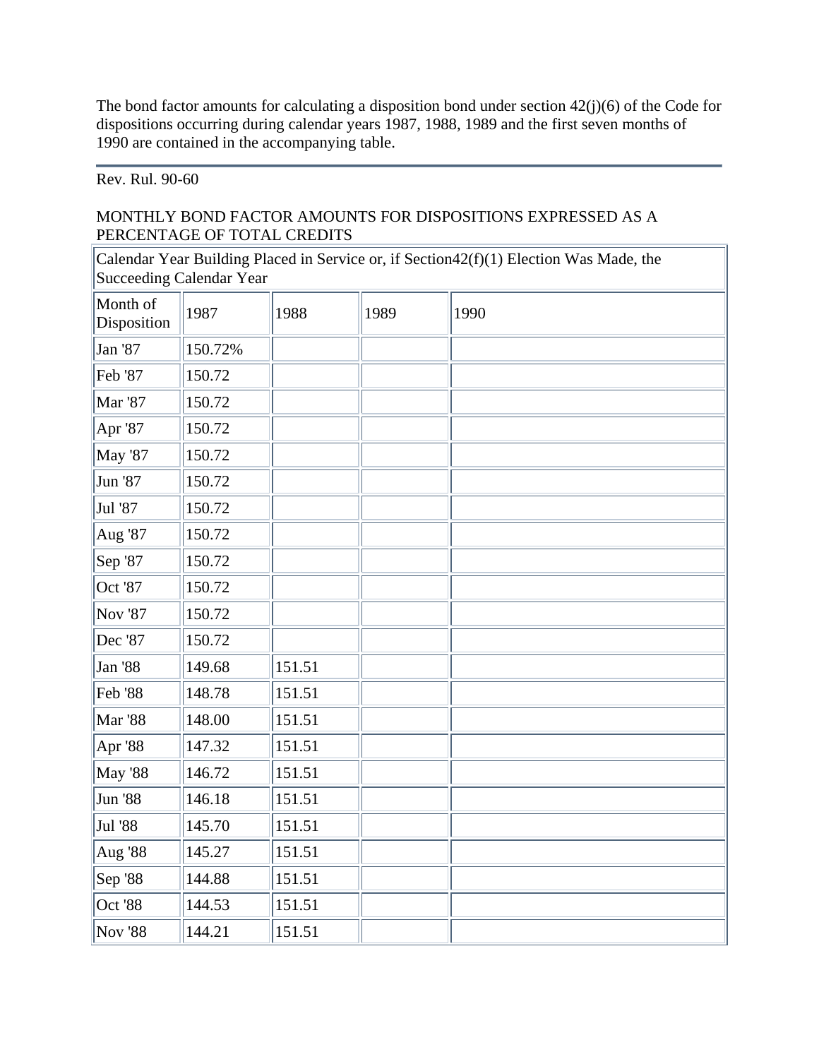The bond factor amounts for calculating a disposition bond under section 42(j)(6) of the Code for dispositions occurring during calendar years 1987, 1988, 1989 and the first seven months of 1990 are contained in the accompanying table.

---

Rev. Rul. 90-60

MONTHLY BOND FACTOR AMOUNTS FOR DISPOSITIONS EXPRESSED AS A PERCENTAGE OF TOTAL CREDITS

| Calendar Year Building Placed in Service or, if Section42(f)(1) Election Was Made, the Succeeding Calendar Year | | | | |
|---|---|---|---|---|
| Month of Disposition | 1987 | 1988 | 1989 | 1990 |
| Jan '87 | 150.72% | | | |
| Feb '87 | 150.72 | | | |
| Mar '87 | 150.72 | | | |
| Apr '87 | 150.72 | | | |
| May '87 | 150.72 | | | |
| Jun '87 | 150.72 | | | |
| Jul '87 | 150.72 | | | |
| Aug '87 | 150.72 | | | |
| Sep '87 | 150.72 | | | |
| Oct '87 | 150.72 | | | |
| Nov '87 | 150.72 | | | |
| Dec '87 | 150.72 | | | |
| Jan '88 | 149.68 | 151.51 | | |
| Feb '88 | 148.78 | 151.51 | | |
| Mar '88 | 148.00 | 151.51 | | |
| Apr '88 | 147.32 | 151.51 | | |
| May '88 | 146.72 | 151.51 | | |
| Jun '88 | 146.18 | 151.51 | | |
| Jul '88 | 145.70 | 151.51 | | |
| Aug '88 | 145.27 | 151.51 | | |
| Sep '88 | 144.88 | 151.51 | | |
| Oct '88 | 144.53 | 151.51 | | |
| Nov '88 | 144.21 | 151.51 | | |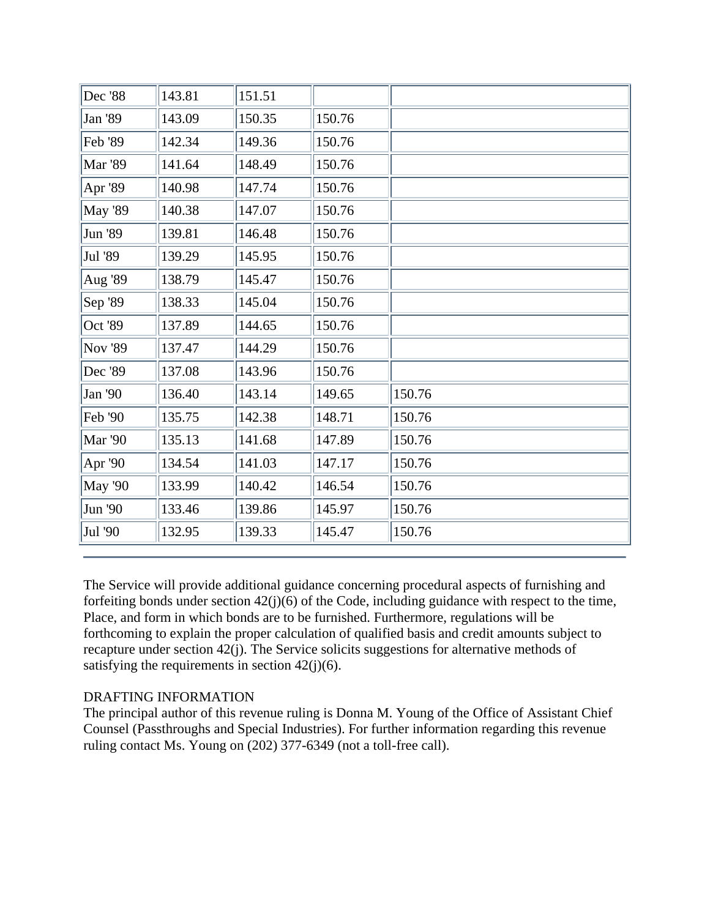| | | | | |
|---|---|---|---|---|
| Dec '88 | 143.81 | 151.51 | | |
| Jan '89 | 143.09 | 150.35 | 150.76 | |
| Feb '89 | 142.34 | 149.36 | 150.76 | |
| Mar '89 | 141.64 | 148.49 | 150.76 | |
| Apr '89 | 140.98 | 147.74 | 150.76 | |
| May '89 | 140.38 | 147.07 | 150.76 | |
| Jun '89 | 139.81 | 146.48 | 150.76 | |
| Jul '89 | 139.29 | 145.95 | 150.76 | |
| Aug '89 | 138.79 | 145.47 | 150.76 | |
| Sep '89 | 138.33 | 145.04 | 150.76 | |
| Oct '89 | 137.89 | 144.65 | 150.76 | |
| Nov '89 | 137.47 | 144.29 | 150.76 | |
| Dec '89 | 137.08 | 143.96 | 150.76 | |
| Jan '90 | 136.40 | 143.14 | 149.65 | 150.76 |
| Feb '90 | 135.75 | 142.38 | 148.71 | 150.76 |
| Mar '90 | 135.13 | 141.68 | 147.89 | 150.76 |
| Apr '90 | 134.54 | 141.03 | 147.17 | 150.76 |
| May '90 | 133.99 | 140.42 | 146.54 | 150.76 |
| Jun '90 | 133.46 | 139.86 | 145.97 | 150.76 |
| Jul '90 | 132.95 | 139.33 | 145.47 | 150.76 |

---

The Service will provide additional guidance concerning procedural aspects of furnishing and forfeiting bonds under section 42(j)(6) of the Code, including guidance with respect to the time, Place, and form in which bonds are to be furnished. Furthermore, regulations will be forthcoming to explain the proper calculation of qualified basis and credit amounts subject to recapture under section 42(j). The Service solicits suggestions for alternative methods of satisfying the requirements in section 42(j)(6).

DRAFTING INFORMATION

The principal author of this revenue ruling is Donna M. Young of the Office of Assistant Chief Counsel (Passthroughs and Special Industries). For further information regarding this revenue ruling contact Ms. Young on (202) 377-6349 (not a toll-free call).